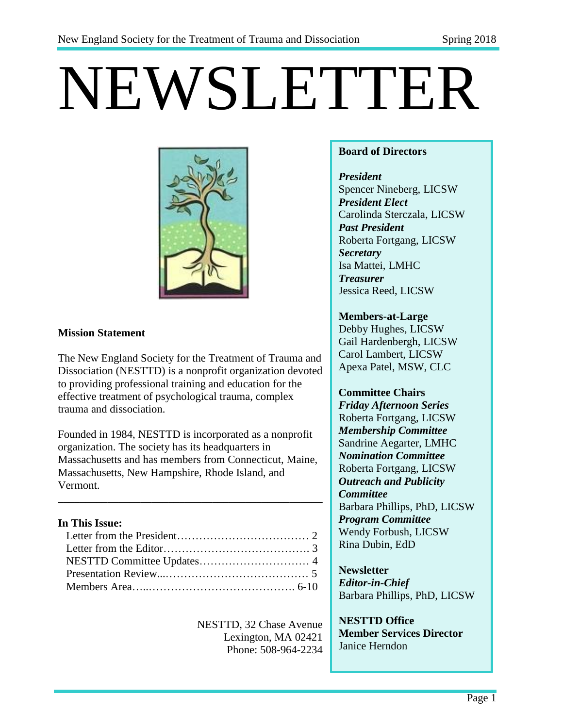# NEWSLETTER

**Mission Statement**

The New England Society for the Treatment of Trauma and Dissociation (NESTTD) is a nonprofit organization devoted to providing professional training and education for the effective treatment of psychological trauma, complex trauma and dissociation.

Founded in 1984, NESTTD is incorporated as a nonprofit organization. The society has its headquarters in Massachusetts and has members from Connecticut, Maine, Massachusetts, New Hampshire, Rhode Island, and Vermont.

---

**In This Issue:**

- Letter from the President………………………………… 2
- Letter from the Editor…………………………………. 3
- NESTTD Committee Updates………………………… 4
- Presentation Review...………………………………… 5
- Members Area…..…………………………………. 6-10

NESTTD, 32 Chase Avenue
Lexington, MA 02421
Phone: 508-964-2234

**Board of Directors**

***President***
Spencer Nineberg, LICSW

***President Elect***
Carolinda Sterczala, LICSW

***Past President***
Roberta Fortgang, LICSW

***Secretary***
Isa Mattei, LMHC

***Treasurer***
Jessica Reed, LICSW

**Members-at-Large**
Debby Hughes, LICSW
Gail Hardenbergh, LICSW
Carol Lambert, LICSW
Apexa Patel, MSW, CLC

**Committee Chairs**

***Friday Afternoon Series***
Roberta Fortgang, LICSW

***Membership Committee***
Sandrine Aegarter, LMHC

***Nomination Committee***
Roberta Fortgang, LICSW

***Outreach and Publicity Committee***
Barbara Phillips, PhD, LICSW

***Program Committee***
Wendy Forbush, LICSW
Rina Dubin, EdD

**Newsletter**

***Editor-in-Chief***
Barbara Phillips, PhD, LICSW

**NESTTD Office**
**Member Services Director**
Janice Herndon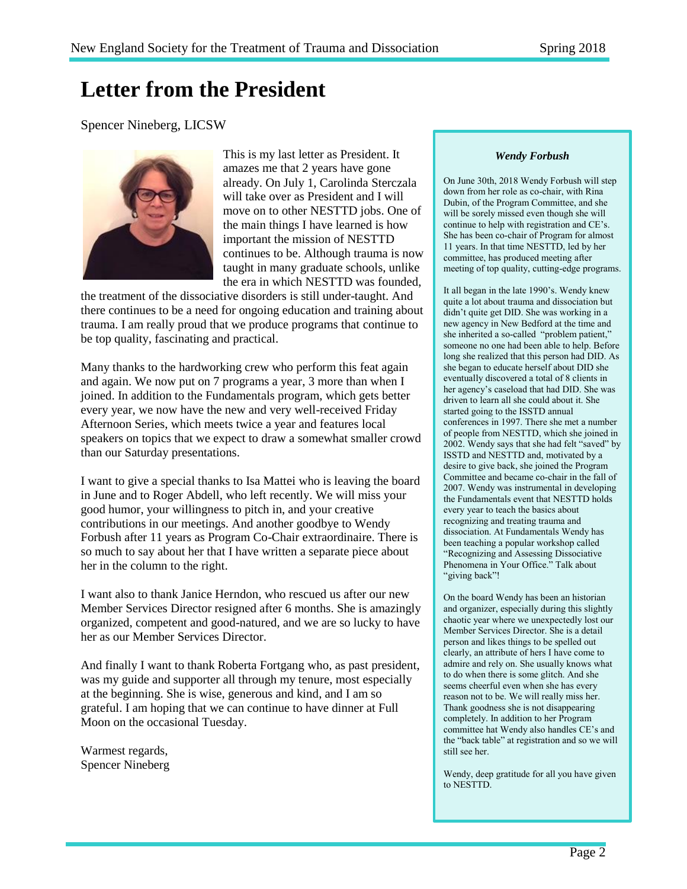# Letter from the President

Spencer Nineberg, LICSW

This is my last letter as President. It amazes me that 2 years have gone already. On July 1, Carolinda Sterczala will take over as President and I will move on to other NESTTD jobs. One of the main things I have learned is how important the mission of NESTTD continues to be. Although trauma is now taught in many graduate schools, unlike the era in which NESTTD was founded, the treatment of the dissociative disorders is still under-taught. And there continues to be a need for ongoing education and training about trauma. I am really proud that we produce programs that continue to be top quality, fascinating and practical.

Many thanks to the hardworking crew who perform this feat again and again. We now put on 7 programs a year, 3 more than when I joined. In addition to the Fundamentals program, which gets better every year, we now have the new and very well-received Friday Afternoon Series, which meets twice a year and features local speakers on topics that we expect to draw a somewhat smaller crowd than our Saturday presentations.

I want to give a special thanks to Isa Mattei who is leaving the board in June and to Roger Abdell, who left recently. We will miss your good humor, your willingness to pitch in, and your creative contributions in our meetings. And another goodbye to Wendy Forbush after 11 years as Program Co-Chair extraordinaire. There is so much to say about her that I have written a separate piece about her in the column to the right.

I want also to thank Janice Herndon, who rescued us after our new Member Services Director resigned after 6 months. She is amazingly organized, competent and good-natured, and we are so lucky to have her as our Member Services Director.

And finally I want to thank Roberta Fortgang who, as past president, was my guide and supporter all through my tenure, most especially at the beginning. She is wise, generous and kind, and I am so grateful. I am hoping that we can continue to have dinner at Full Moon on the occasional Tuesday.

Warmest regards,
Spencer Nineberg

***Wendy Forbush***

On June 30th, 2018 Wendy Forbush will step down from her role as co-chair, with Rina Dubin, of the Program Committee, and she will be sorely missed even though she will continue to help with registration and CE's. She has been co-chair of Program for almost 11 years. In that time NESTTD, led by her committee, has produced meeting after meeting of top quality, cutting-edge programs.

It all began in the late 1990's. Wendy knew quite a lot about trauma and dissociation but didn't quite get DID. She was working in a new agency in New Bedford at the time and she inherited a so-called "problem patient," someone no one had been able to help. Before long she realized that this person had DID. As she began to educate herself about DID she eventually discovered a total of 8 clients in her agency's caseload that had DID. She was driven to learn all she could about it. She started going to the ISSTD annual conferences in 1997. There she met a number of people from NESTTD, which she joined in 2002. Wendy says that she had felt "saved" by ISSTD and NESTTD and, motivated by a desire to give back, she joined the Program Committee and became co-chair in the fall of 2007. Wendy was instrumental in developing the Fundamentals event that NESTTD holds every year to teach the basics about recognizing and treating trauma and dissociation. At Fundamentals Wendy has been teaching a popular workshop called "Recognizing and Assessing Dissociative Phenomena in Your Office." Talk about "giving back"!

On the board Wendy has been an historian and organizer, especially during this slightly chaotic year where we unexpectedly lost our Member Services Director. She is a detail person and likes things to be spelled out clearly, an attribute of hers I have come to admire and rely on. She usually knows what to do when there is some glitch. And she seems cheerful even when she has every reason not to be. We will really miss her. Thank goodness she is not disappearing completely. In addition to her Program committee hat Wendy also handles CE's and the "back table" at registration and so we will still see her.

Wendy, deep gratitude for all you have given to NESTTD.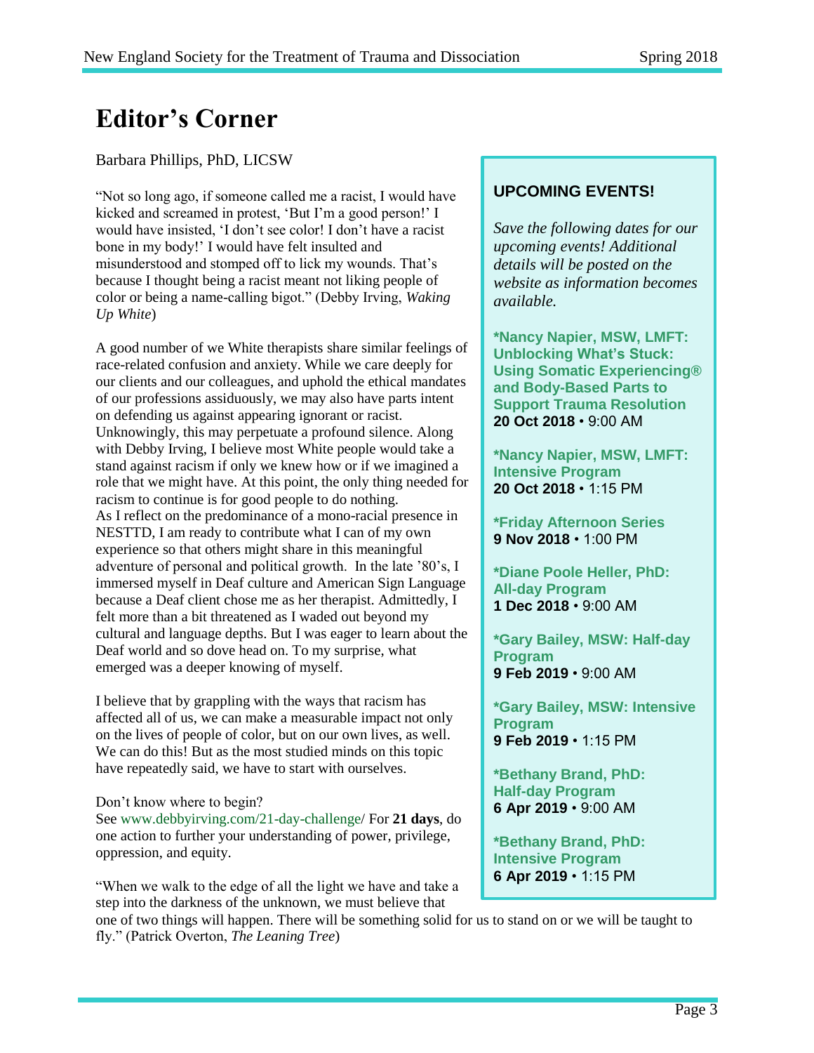# Editor's Corner

Barbara Phillips, PhD, LICSW

"Not so long ago, if someone called me a racist, I would have kicked and screamed in protest, 'But I'm a good person!' I would have insisted, 'I don't see color! I don't have a racist bone in my body!' I would have felt insulted and misunderstood and stomped off to lick my wounds. That's because I thought being a racist meant not liking people of color or being a name-calling bigot." (Debby Irving, *Waking Up White*)

A good number of we White therapists share similar feelings of race-related confusion and anxiety. While we care deeply for our clients and our colleagues, and uphold the ethical mandates of our professions assiduously, we may also have parts intent on defending us against appearing ignorant or racist. Unknowingly, this may perpetuate a profound silence. Along with Debby Irving, I believe most White people would take a stand against racism if only we knew how or if we imagined a role that we might have. At this point, the only thing needed for racism to continue is for good people to do nothing.
As I reflect on the predominance of a mono-racial presence in NESTTD, I am ready to contribute what I can of my own experience so that others might share in this meaningful adventure of personal and political growth. In the late '80's, I immersed myself in Deaf culture and American Sign Language because a Deaf client chose me as her therapist. Admittedly, I felt more than a bit threatened as I waded out beyond my cultural and language depths. But I was eager to learn about the Deaf world and so dove head on. To my surprise, what emerged was a deeper knowing of myself.

I believe that by grappling with the ways that racism has affected all of us, we can make a measurable impact not only on the lives of people of color, but on our own lives, as well. We can do this! But as the most studied minds on this topic have repeatedly said, we have to start with ourselves.

Don't know where to begin?
See www.debbyirving.com/21-day-challenge/ For **21 days**, do one action to further your understanding of power, privilege, oppression, and equity.

"When we walk to the edge of all the light we have and take a step into the darkness of the unknown, we must believe that one of two things will happen. There will be something solid for us to stand on or we will be taught to fly." (Patrick Overton, *The Leaning Tree*)

## UPCOMING EVENTS!

*Save the following dates for our upcoming events! Additional details will be posted on the website as information becomes available.*

**\*Nancy Napier, MSW, LMFT: Unblocking What's Stuck: Using Somatic Experiencing® and Body-Based Parts to Support Trauma Resolution**
**20 Oct 2018** • 9:00 AM

**\*Nancy Napier, MSW, LMFT: Intensive Program**
**20 Oct 2018** • 1:15 PM

**\*Friday Afternoon Series**
**9 Nov 2018** • 1:00 PM

**\*Diane Poole Heller, PhD: All-day Program**
**1 Dec 2018** • 9:00 AM

**\*Gary Bailey, MSW: Half-day Program**
**9 Feb 2019** • 9:00 AM

**\*Gary Bailey, MSW: Intensive Program**
**9 Feb 2019** • 1:15 PM

**\*Bethany Brand, PhD: Half-day Program**
**6 Apr 2019** • 9:00 AM

**\*Bethany Brand, PhD: Intensive Program**
**6 Apr 2019** • 1:15 PM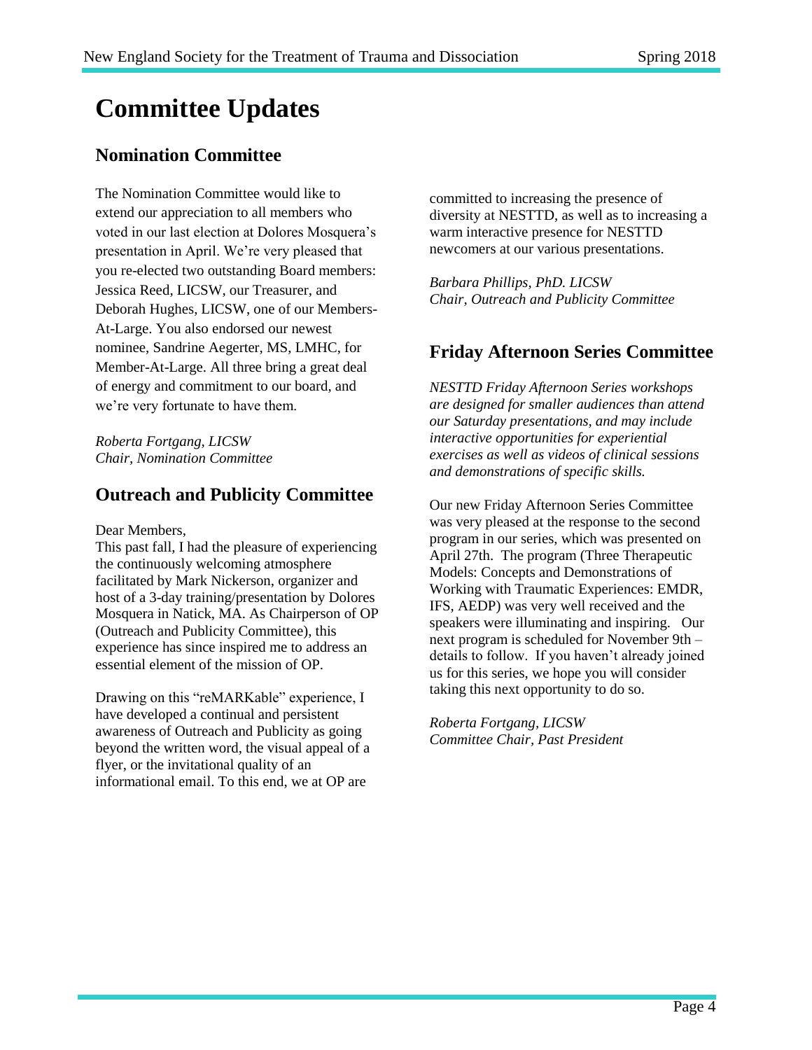# Committee Updates

## Nomination Committee

The Nomination Committee would like to extend our appreciation to all members who voted in our last election at Dolores Mosquera's presentation in April. We're very pleased that you re-elected two outstanding Board members: Jessica Reed, LICSW, our Treasurer, and Deborah Hughes, LICSW, one of our Members-At-Large. You also endorsed our newest nominee, Sandrine Aegerter, MS, LMHC, for Member-At-Large. All three bring a great deal of energy and commitment to our board, and we're very fortunate to have them.

*Roberta Fortgang, LICSW*
*Chair, Nomination Committee*

## Outreach and Publicity Committee

Dear Members,
This past fall, I had the pleasure of experiencing the continuously welcoming atmosphere facilitated by Mark Nickerson, organizer and host of a 3-day training/presentation by Dolores Mosquera in Natick, MA. As Chairperson of OP (Outreach and Publicity Committee), this experience has since inspired me to address an essential element of the mission of OP.

Drawing on this "reMARKable" experience, I have developed a continual and persistent awareness of Outreach and Publicity as going beyond the written word, the visual appeal of a flyer, or the invitational quality of an informational email. To this end, we at OP are committed to increasing the presence of diversity at NESTTD, as well as to increasing a warm interactive presence for NESTTD newcomers at our various presentations.

*Barbara Phillips, PhD. LICSW*
*Chair, Outreach and Publicity Committee*

## Friday Afternoon Series Committee

*NESTTD Friday Afternoon Series workshops are designed for smaller audiences than attend our Saturday presentations, and may include interactive opportunities for experiential exercises as well as videos of clinical sessions and demonstrations of specific skills.*

Our new Friday Afternoon Series Committee was very pleased at the response to the second program in our series, which was presented on April 27th. The program (Three Therapeutic Models: Concepts and Demonstrations of Working with Traumatic Experiences: EMDR, IFS, AEDP) was very well received and the speakers were illuminating and inspiring. Our next program is scheduled for November 9th – details to follow. If you haven't already joined us for this series, we hope you will consider taking this next opportunity to do so.

*Roberta Fortgang, LICSW*
*Committee Chair, Past President*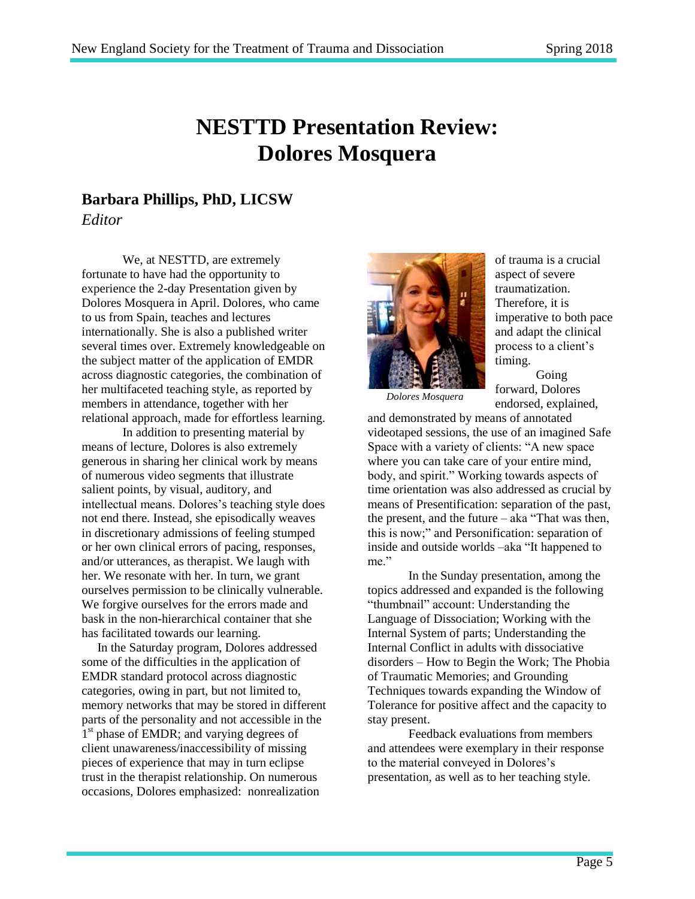# NESTTD Presentation Review: Dolores Mosquera

## Barbara Phillips, PhD, LICSW

*Editor*

We, at NESTTD, are extremely fortunate to have had the opportunity to experience the 2-day Presentation given by Dolores Mosquera in April. Dolores, who came to us from Spain, teaches and lectures internationally. She is also a published writer several times over. Extremely knowledgeable on the subject matter of the application of EMDR across diagnostic categories, the combination of her multifaceted teaching style, as reported by members in attendance, together with her relational approach, made for effortless learning.

In addition to presenting material by means of lecture, Dolores is also extremely generous in sharing her clinical work by means of numerous video segments that illustrate salient points, by visual, auditory, and intellectual means. Dolores's teaching style does not end there. Instead, she episodically weaves in discretionary admissions of feeling stumped or her own clinical errors of pacing, responses, and/or utterances, as therapist. We laugh with her. We resonate with her. In turn, we grant ourselves permission to be clinically vulnerable. We forgive ourselves for the errors made and bask in the non-hierarchical container that she has facilitated towards our learning.

In the Saturday program, Dolores addressed some of the difficulties in the application of EMDR standard protocol across diagnostic categories, owing in part, but not limited to, memory networks that may be stored in different parts of the personality and not accessible in the 1st phase of EMDR; and varying degrees of client unawareness/inaccessibility of missing pieces of experience that may in turn eclipse trust in the therapist relationship. On numerous occasions, Dolores emphasized: nonrealization of trauma is a crucial aspect of severe traumatization. Therefore, it is imperative to both pace and adapt the clinical process to a client's timing.

*Dolores Mosquera*

Going forward, Dolores endorsed, explained, and demonstrated by means of annotated videotaped sessions, the use of an imagined Safe Space with a variety of clients: "A new space where you can take care of your entire mind, body, and spirit." Working towards aspects of time orientation was also addressed as crucial by means of Presentification: separation of the past, the present, and the future – aka "That was then, this is now;" and Personification: separation of inside and outside worlds –aka "It happened to me."

In the Sunday presentation, among the topics addressed and expanded is the following "thumbnail" account: Understanding the Language of Dissociation; Working with the Internal System of parts; Understanding the Internal Conflict in adults with dissociative disorders – How to Begin the Work; The Phobia of Traumatic Memories; and Grounding Techniques towards expanding the Window of Tolerance for positive affect and the capacity to stay present.

Feedback evaluations from members and attendees were exemplary in their response to the material conveyed in Dolores's presentation, as well as to her teaching style.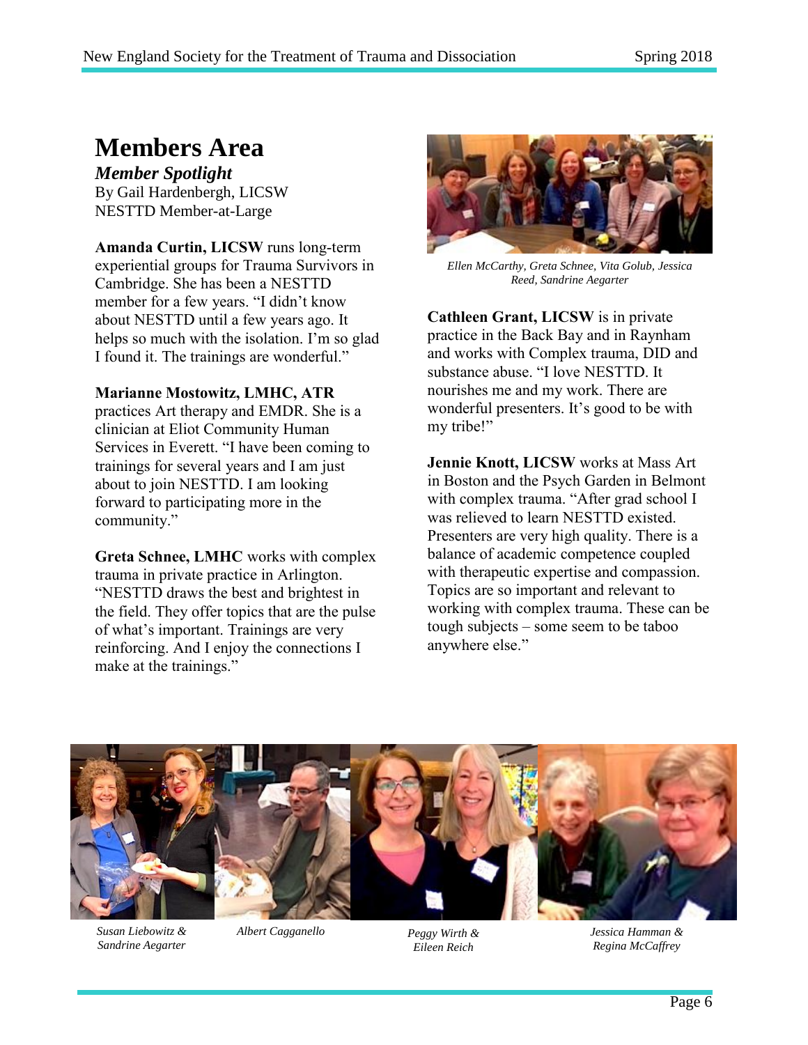# Members Area

***Member Spotlight***

By Gail Hardenbergh, LICSW
NESTTD Member-at-Large

**Amanda Curtin, LICSW** runs long-term experiential groups for Trauma Survivors in Cambridge. She has been a NESTTD member for a few years. "I didn't know about NESTTD until a few years ago. It helps so much with the isolation. I'm so glad I found it. The trainings are wonderful."

**Marianne Mostowitz, LMHC, ATR** practices Art therapy and EMDR. She is a clinician at Eliot Community Human Services in Everett. "I have been coming to trainings for several years and I am just about to join NESTTD. I am looking forward to participating more in the community."

**Greta Schnee, LMHC** works with complex trauma in private practice in Arlington. "NESTTD draws the best and brightest in the field. They offer topics that are the pulse of what's important. Trainings are very reinforcing. And I enjoy the connections I make at the trainings."

*Ellen McCarthy, Greta Schnee, Vita Golub, Jessica Reed, Sandrine Aegarter*

**Cathleen Grant, LICSW** is in private practice in the Back Bay and in Raynham and works with Complex trauma, DID and substance abuse. "I love NESTTD. It nourishes me and my work. There are wonderful presenters. It's good to be with my tribe!"

**Jennie Knott, LICSW** works at Mass Art in Boston and the Psych Garden in Belmont with complex trauma. "After grad school I was relieved to learn NESTTD existed. Presenters are very high quality. There is a balance of academic competence coupled with therapeutic expertise and compassion. Topics are so important and relevant to working with complex trauma. These can be tough subjects – some seem to be taboo anywhere else."

*Susan Liebowitz & Sandrine Aegarter*

*Albert Cagganello*

*Peggy Wirth & Eileen Reich*

*Jessica Hamman & Regina McCaffrey*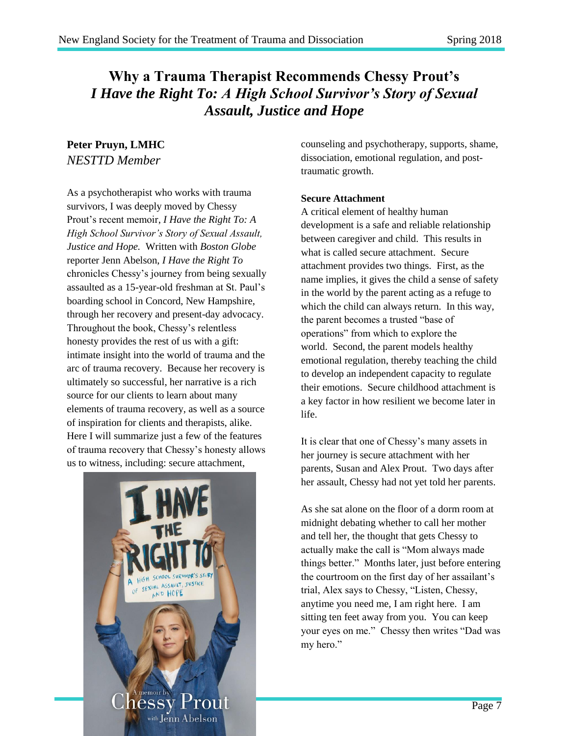# Why a Trauma Therapist Recommends Chessy Prout's *I Have the Right To: A High School Survivor's Story of Sexual Assault, Justice and Hope*

**Peter Pruyn, LMHC**
*NESTTD Member*

As a psychotherapist who works with trauma survivors, I was deeply moved by Chessy Prout's recent memoir, *I Have the Right To: A High School Survivor's Story of Sexual Assault, Justice and Hope.* Written with *Boston Globe* reporter Jenn Abelson, *I Have the Right To* chronicles Chessy's journey from being sexually assaulted as a 15-year-old freshman at St. Paul's boarding school in Concord, New Hampshire, through her recovery and present-day advocacy. Throughout the book, Chessy's relentless honesty provides the rest of us with a gift: intimate insight into the world of trauma and the arc of trauma recovery. Because her recovery is ultimately so successful, her narrative is a rich source for our clients to learn about many elements of trauma recovery, as well as a source of inspiration for clients and therapists, alike. Here I will summarize just a few of the features of trauma recovery that Chessy's honesty allows us to witness, including: secure attachment, counseling and psychotherapy, supports, shame, dissociation, emotional regulation, and post-traumatic growth.

**Secure Attachment**

A critical element of healthy human development is a safe and reliable relationship between caregiver and child. This results in what is called secure attachment. Secure attachment provides two things. First, as the name implies, it gives the child a sense of safety in the world by the parent acting as a refuge to which the child can always return. In this way, the parent becomes a trusted "base of operations" from which to explore the world. Second, the parent models healthy emotional regulation, thereby teaching the child to develop an independent capacity to regulate their emotions. Secure childhood attachment is a key factor in how resilient we become later in life.

It is clear that one of Chessy's many assets in her journey is secure attachment with her parents, Susan and Alex Prout. Two days after her assault, Chessy had not yet told her parents.

As she sat alone on the floor of a dorm room at midnight debating whether to call her mother and tell her, the thought that gets Chessy to actually make the call is "Mom always made things better." Months later, just before entering the courtroom on the first day of her assailant's trial, Alex says to Chessy, "Listen, Chessy, anytime you need me, I am right here. I am sitting ten feet away from you. You can keep your eyes on me." Chessy then writes "Dad was my hero."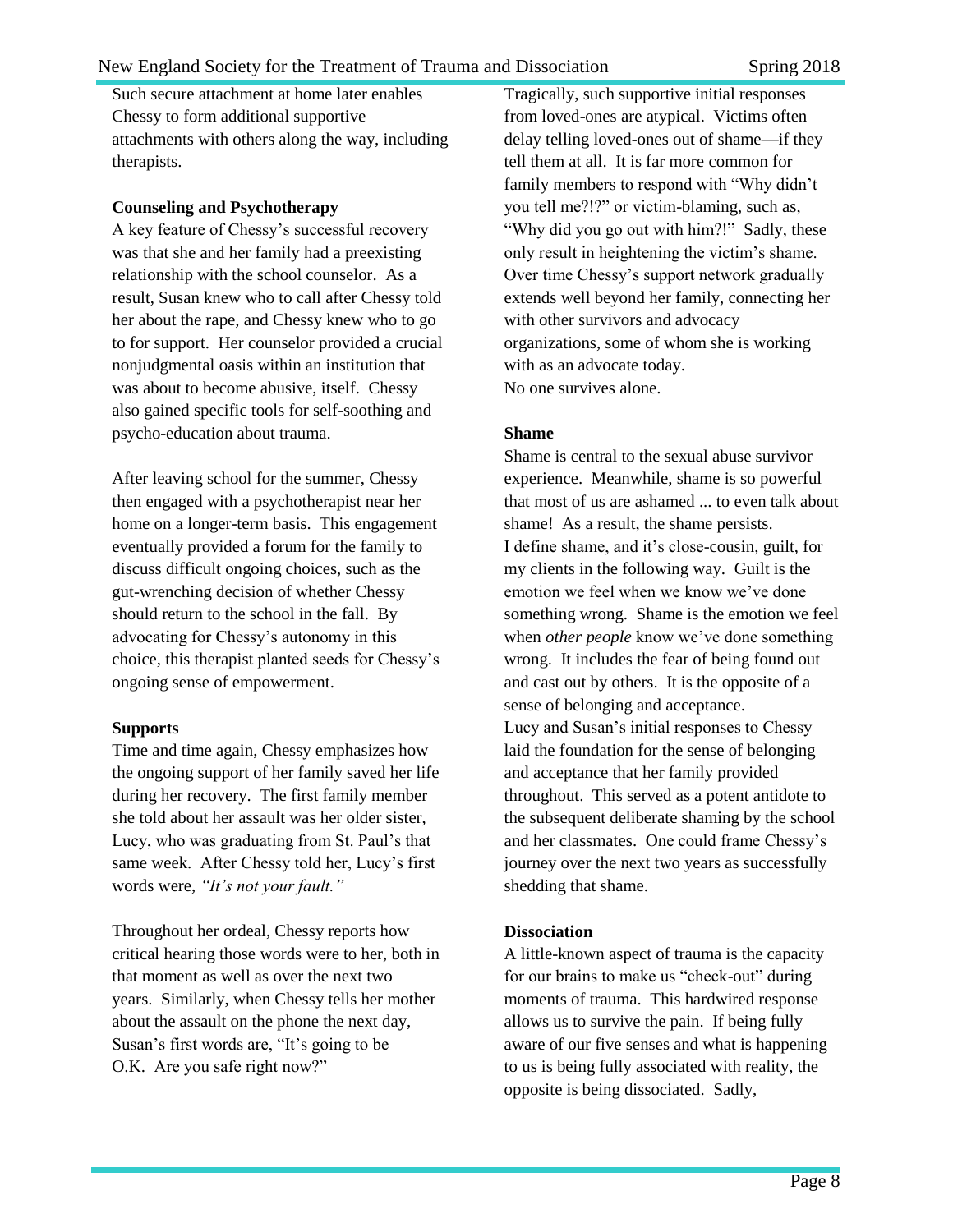Such secure attachment at home later enables Chessy to form additional supportive attachments with others along the way, including therapists.

**Counseling and Psychotherapy**

A key feature of Chessy's successful recovery was that she and her family had a preexisting relationship with the school counselor. As a result, Susan knew who to call after Chessy told her about the rape, and Chessy knew who to go to for support. Her counselor provided a crucial nonjudgmental oasis within an institution that was about to become abusive, itself. Chessy also gained specific tools for self-soothing and psycho-education about trauma.

After leaving school for the summer, Chessy then engaged with a psychotherapist near her home on a longer-term basis. This engagement eventually provided a forum for the family to discuss difficult ongoing choices, such as the gut-wrenching decision of whether Chessy should return to the school in the fall. By advocating for Chessy's autonomy in this choice, this therapist planted seeds for Chessy's ongoing sense of empowerment.

**Supports**

Time and time again, Chessy emphasizes how the ongoing support of her family saved her life during her recovery. The first family member she told about her assault was her older sister, Lucy, who was graduating from St. Paul's that same week. After Chessy told her, Lucy's first words were, *"It's not your fault."*

Throughout her ordeal, Chessy reports how critical hearing those words were to her, both in that moment as well as over the next two years. Similarly, when Chessy tells her mother about the assault on the phone the next day, Susan's first words are, "It's going to be O.K. Are you safe right now?"

Tragically, such supportive initial responses from loved-ones are atypical. Victims often delay telling loved-ones out of shame—if they tell them at all. It is far more common for family members to respond with "Why didn't you tell me?!?" or victim-blaming, such as, "Why did you go out with him?!" Sadly, these only result in heightening the victim's shame. Over time Chessy's support network gradually extends well beyond her family, connecting her with other survivors and advocacy organizations, some of whom she is working with as an advocate today.
No one survives alone.

**Shame**

Shame is central to the sexual abuse survivor experience. Meanwhile, shame is so powerful that most of us are ashamed ... to even talk about shame! As a result, the shame persists.
I define shame, and it's close-cousin, guilt, for my clients in the following way. Guilt is the emotion we feel when we know we've done something wrong. Shame is the emotion we feel when *other people* know we've done something wrong. It includes the fear of being found out and cast out by others. It is the opposite of a sense of belonging and acceptance.
Lucy and Susan's initial responses to Chessy laid the foundation for the sense of belonging and acceptance that her family provided throughout. This served as a potent antidote to the subsequent deliberate shaming by the school and her classmates. One could frame Chessy's journey over the next two years as successfully shedding that shame.

**Dissociation**

A little-known aspect of trauma is the capacity for our brains to make us "check-out" during moments of trauma. This hardwired response allows us to survive the pain. If being fully aware of our five senses and what is happening to us is being fully associated with reality, the opposite is being dissociated. Sadly,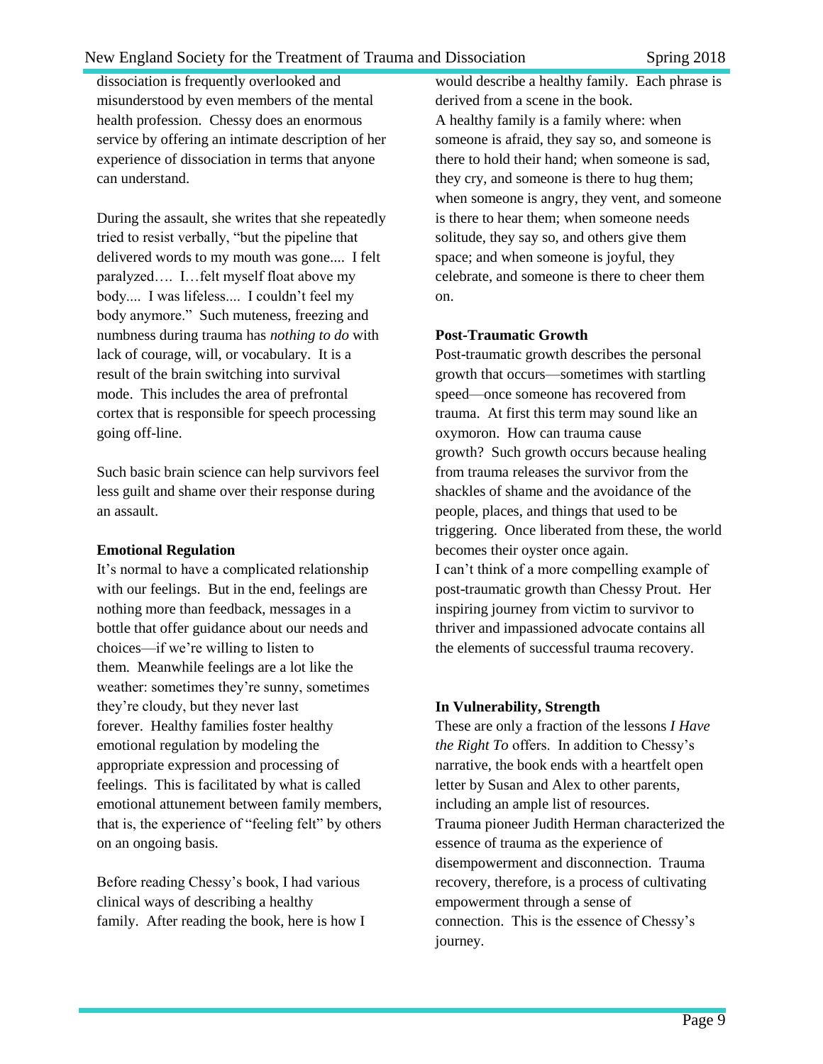dissociation is frequently overlooked and misunderstood by even members of the mental health profession. Chessy does an enormous service by offering an intimate description of her experience of dissociation in terms that anyone can understand.

During the assault, she writes that she repeatedly tried to resist verbally, "but the pipeline that delivered words to my mouth was gone.... I felt paralyzed…. I…felt myself float above my body.... I was lifeless.... I couldn't feel my body anymore." Such muteness, freezing and numbness during trauma has *nothing to do* with lack of courage, will, or vocabulary. It is a result of the brain switching into survival mode. This includes the area of prefrontal cortex that is responsible for speech processing going off-line.

Such basic brain science can help survivors feel less guilt and shame over their response during an assault.

**Emotional Regulation**

It's normal to have a complicated relationship with our feelings. But in the end, feelings are nothing more than feedback, messages in a bottle that offer guidance about our needs and choices—if we're willing to listen to them. Meanwhile feelings are a lot like the weather: sometimes they're sunny, sometimes they're cloudy, but they never last forever. Healthy families foster healthy emotional regulation by modeling the appropriate expression and processing of feelings. This is facilitated by what is called emotional attunement between family members, that is, the experience of "feeling felt" by others on an ongoing basis.

Before reading Chessy's book, I had various clinical ways of describing a healthy family. After reading the book, here is how I would describe a healthy family. Each phrase is derived from a scene in the book.

A healthy family is a family where: when someone is afraid, they say so, and someone is there to hold their hand; when someone is sad, they cry, and someone is there to hug them; when someone is angry, they vent, and someone is there to hear them; when someone needs solitude, they say so, and others give them space; and when someone is joyful, they celebrate, and someone is there to cheer them on.

**Post-Traumatic Growth**

Post-traumatic growth describes the personal growth that occurs—sometimes with startling speed—once someone has recovered from trauma. At first this term may sound like an oxymoron. How can trauma cause growth? Such growth occurs because healing from trauma releases the survivor from the shackles of shame and the avoidance of the people, places, and things that used to be triggering. Once liberated from these, the world becomes their oyster once again.

I can't think of a more compelling example of post-traumatic growth than Chessy Prout. Her inspiring journey from victim to survivor to thriver and impassioned advocate contains all the elements of successful trauma recovery.

**In Vulnerability, Strength**

These are only a fraction of the lessons *I Have the Right To* offers. In addition to Chessy's narrative, the book ends with a heartfelt open letter by Susan and Alex to other parents, including an ample list of resources.

Trauma pioneer Judith Herman characterized the essence of trauma as the experience of disempowerment and disconnection. Trauma recovery, therefore, is a process of cultivating empowerment through a sense of connection. This is the essence of Chessy's journey.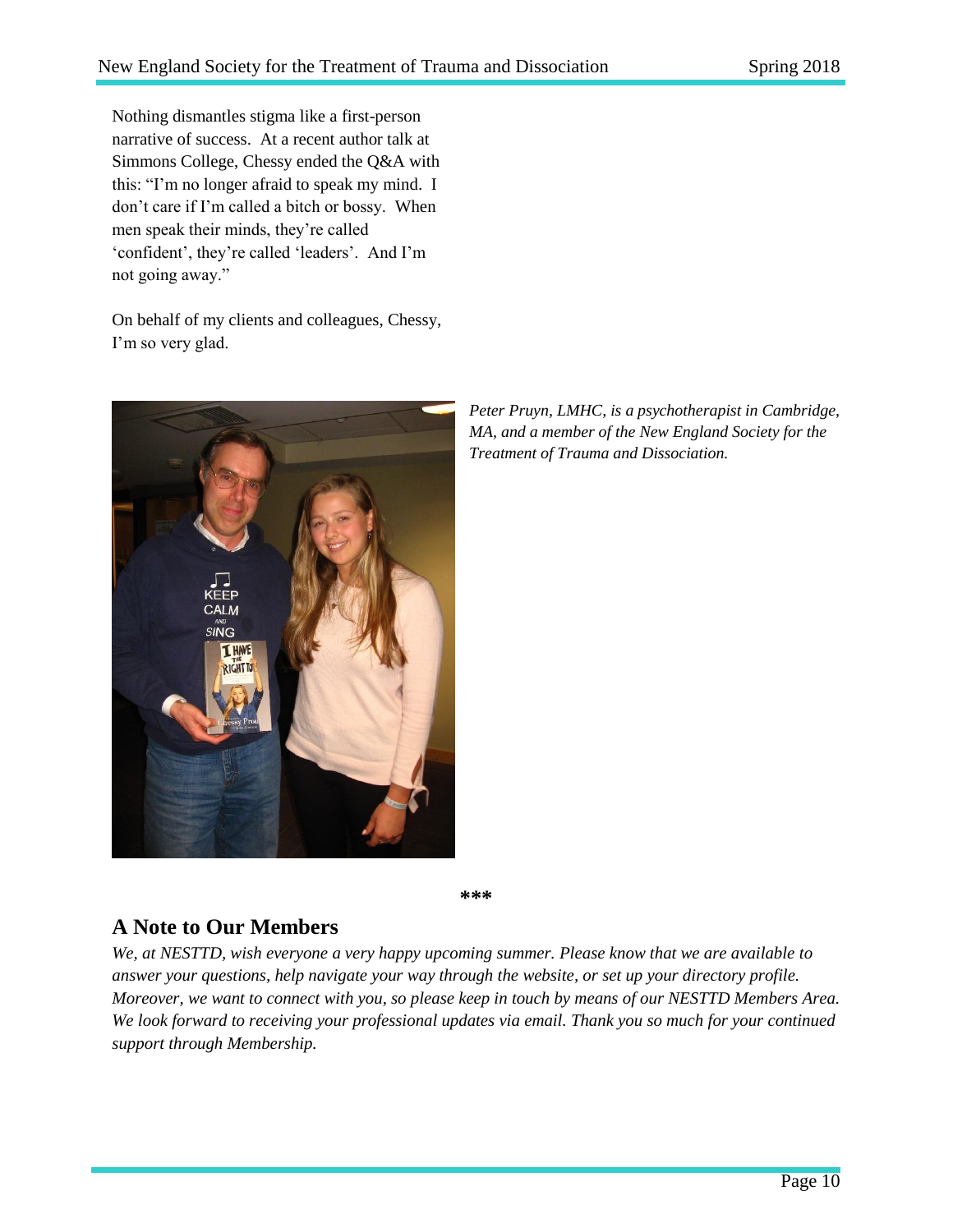Nothing dismantles stigma like a first-person narrative of success. At a recent author talk at Simmons College, Chessy ended the Q&A with this: "I'm no longer afraid to speak my mind. I don't care if I'm called a bitch or bossy. When men speak their minds, they're called 'confident', they're called 'leaders'. And I'm not going away."

On behalf of my clients and colleagues, Chessy, I'm so very glad.

*Peter Pruyn, LMHC, is a psychotherapist in Cambridge, MA, and a member of the New England Society for the Treatment of Trauma and Dissociation.*

***

## A Note to Our Members

*We, at NESTTD, wish everyone a very happy upcoming summer. Please know that we are available to answer your questions, help navigate your way through the website, or set up your directory profile. Moreover, we want to connect with you, so please keep in touch by means of our NESTTD Members Area. We look forward to receiving your professional updates via email. Thank you so much for your continued support through Membership.*